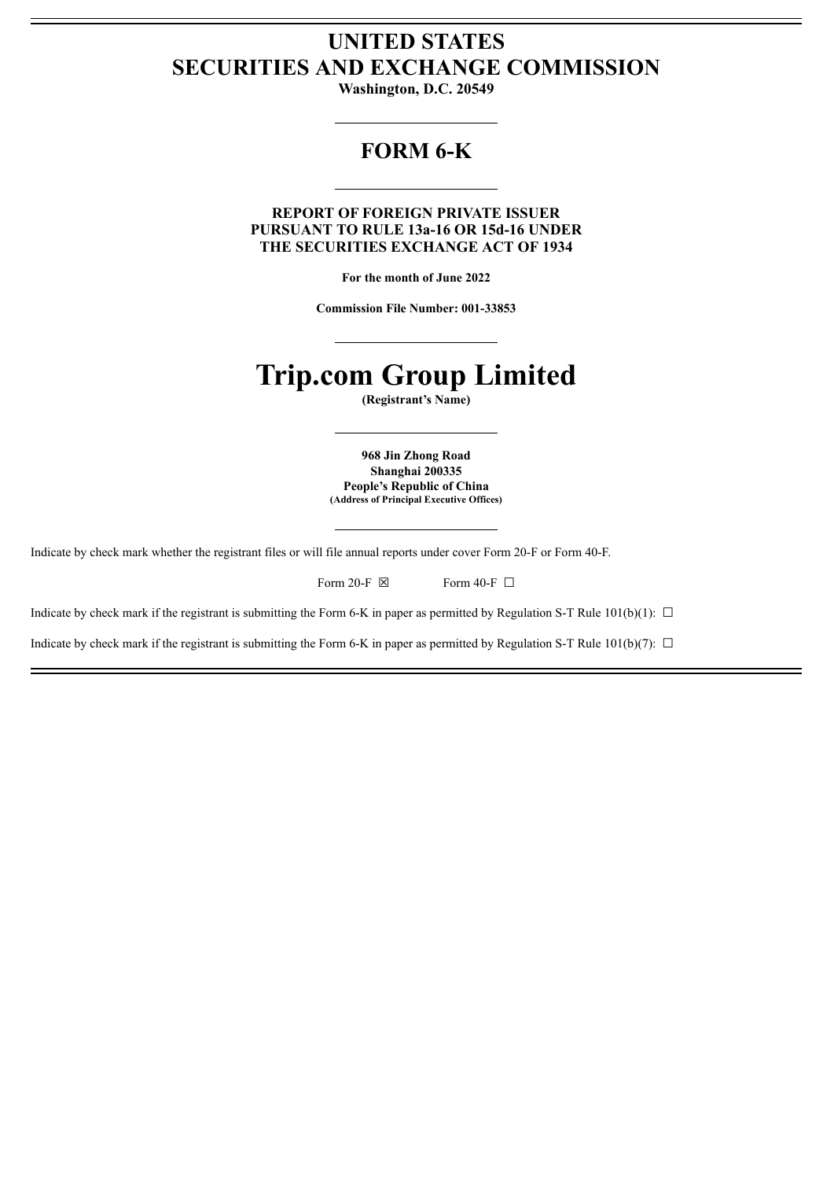# UNITED STATES
# SECURITIES AND EXCHANGE COMMISSION

**Washington, D.C. 20549**

## FORM 6-K

**REPORT OF FOREIGN PRIVATE ISSUER**
**PURSUANT TO RULE 13a-16 OR 15d-16 UNDER**
**THE SECURITIES EXCHANGE ACT OF 1934**

**For the month of June 2022**

**Commission File Number: 001-33853**

# Trip.com Group Limited

**(Registrant's Name)**

**968 Jin Zhong Road**
**Shanghai 200335**
**People's Republic of China**
**(Address of Principal Executive Offices)**

Indicate by check mark whether the registrant files or will file annual reports under cover Form 20-F or Form 40-F.

Form 20-F ☒ Form 40-F ☐

Indicate by check mark if the registrant is submitting the Form 6-K in paper as permitted by Regulation S-T Rule 101(b)(1): ☐

Indicate by check mark if the registrant is submitting the Form 6-K in paper as permitted by Regulation S-T Rule 101(b)(7): ☐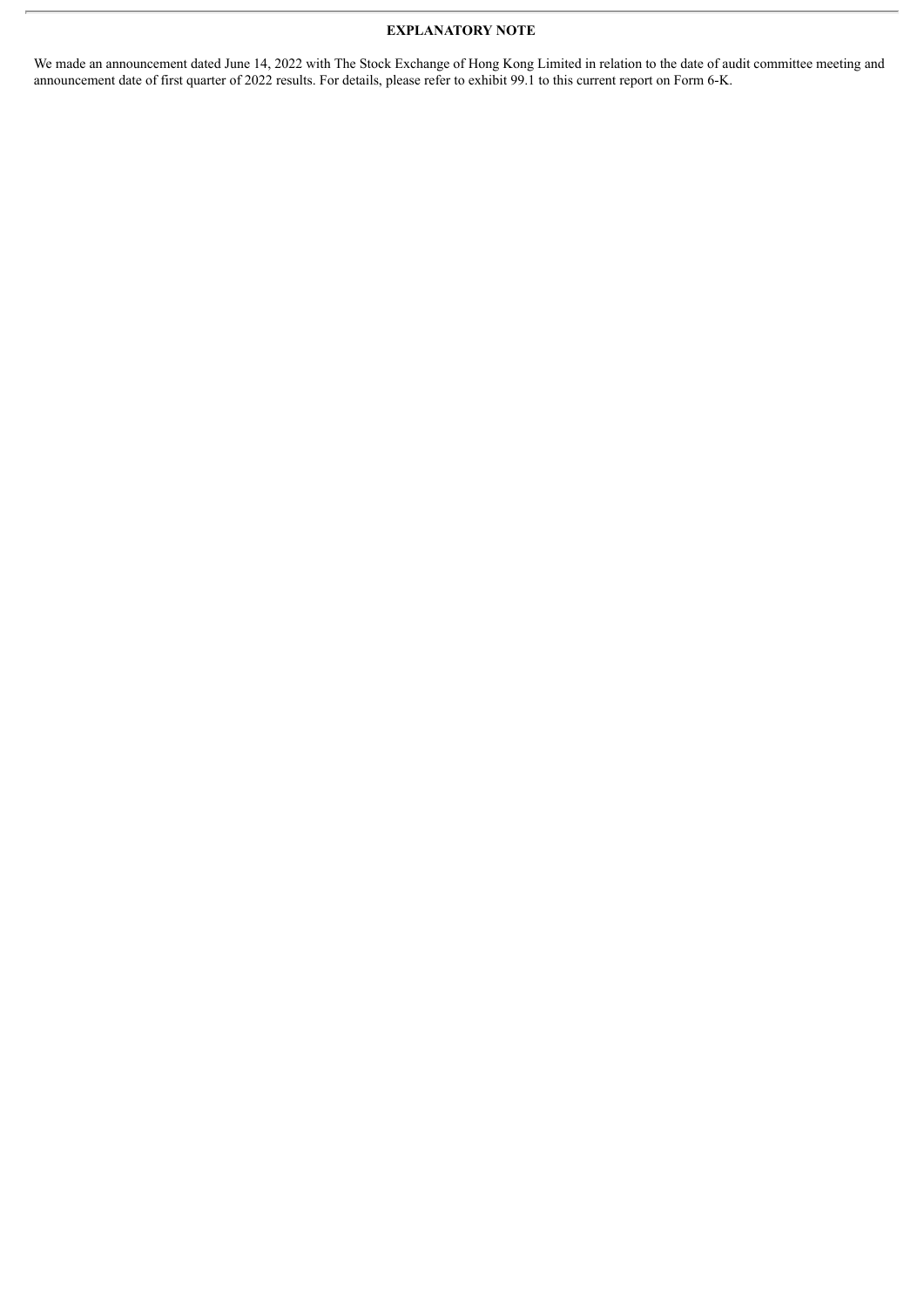# EXPLANATORY NOTE

We made an announcement dated June 14, 2022 with The Stock Exchange of Hong Kong Limited in relation to the date of audit committee meeting and announcement date of first quarter of 2022 results. For details, please refer to exhibit 99.1 to this current report on Form 6-K.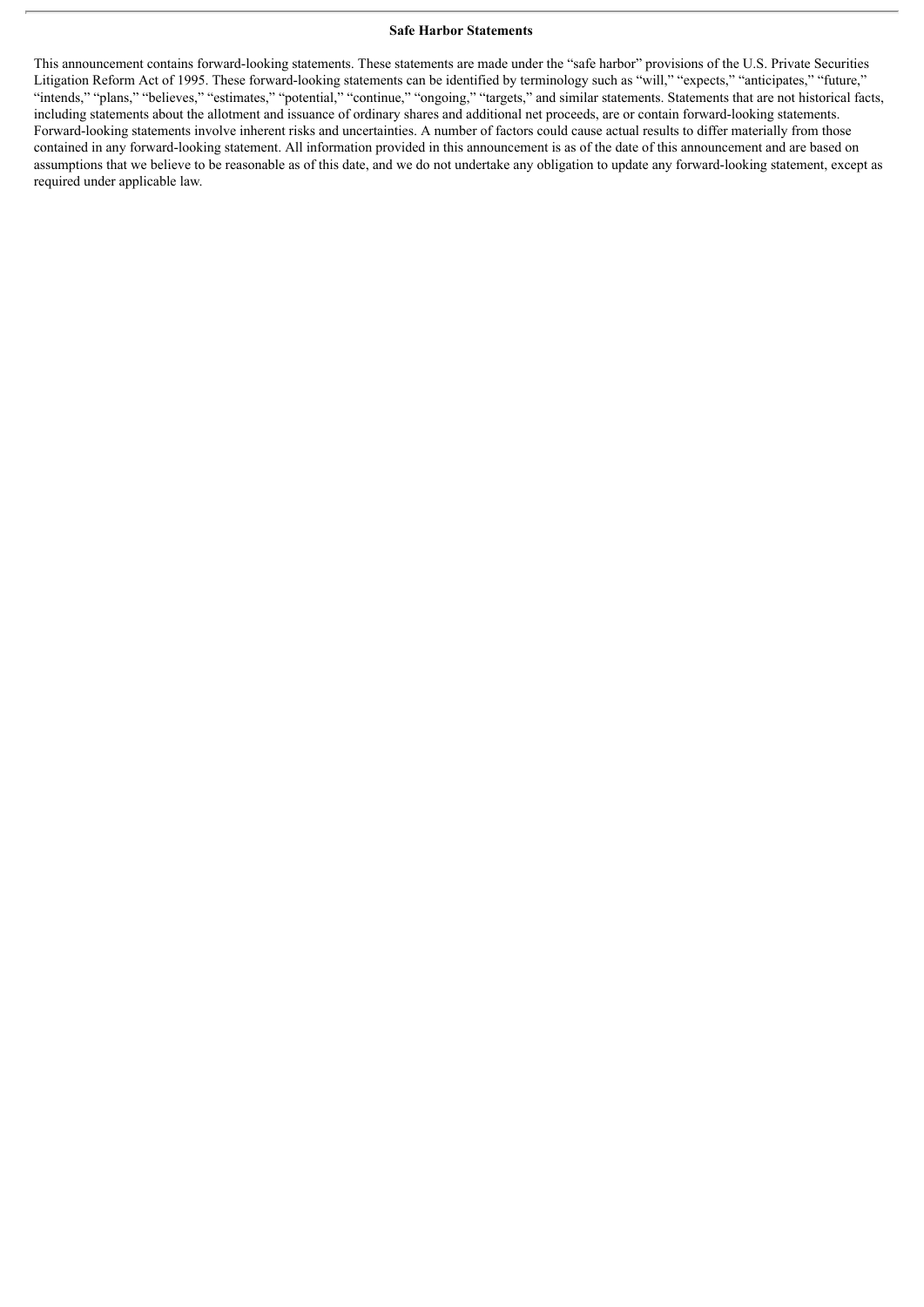## Safe Harbor Statements

This announcement contains forward-looking statements. These statements are made under the "safe harbor" provisions of the U.S. Private Securities Litigation Reform Act of 1995. These forward-looking statements can be identified by terminology such as "will," "expects," "anticipates," "future," "intends," "plans," "believes," "estimates," "potential," "continue," "ongoing," "targets," and similar statements. Statements that are not historical facts, including statements about the allotment and issuance of ordinary shares and additional net proceeds, are or contain forward-looking statements. Forward-looking statements involve inherent risks and uncertainties. A number of factors could cause actual results to differ materially from those contained in any forward-looking statement. All information provided in this announcement is as of the date of this announcement and are based on assumptions that we believe to be reasonable as of this date, and we do not undertake any obligation to update any forward-looking statement, except as required under applicable law.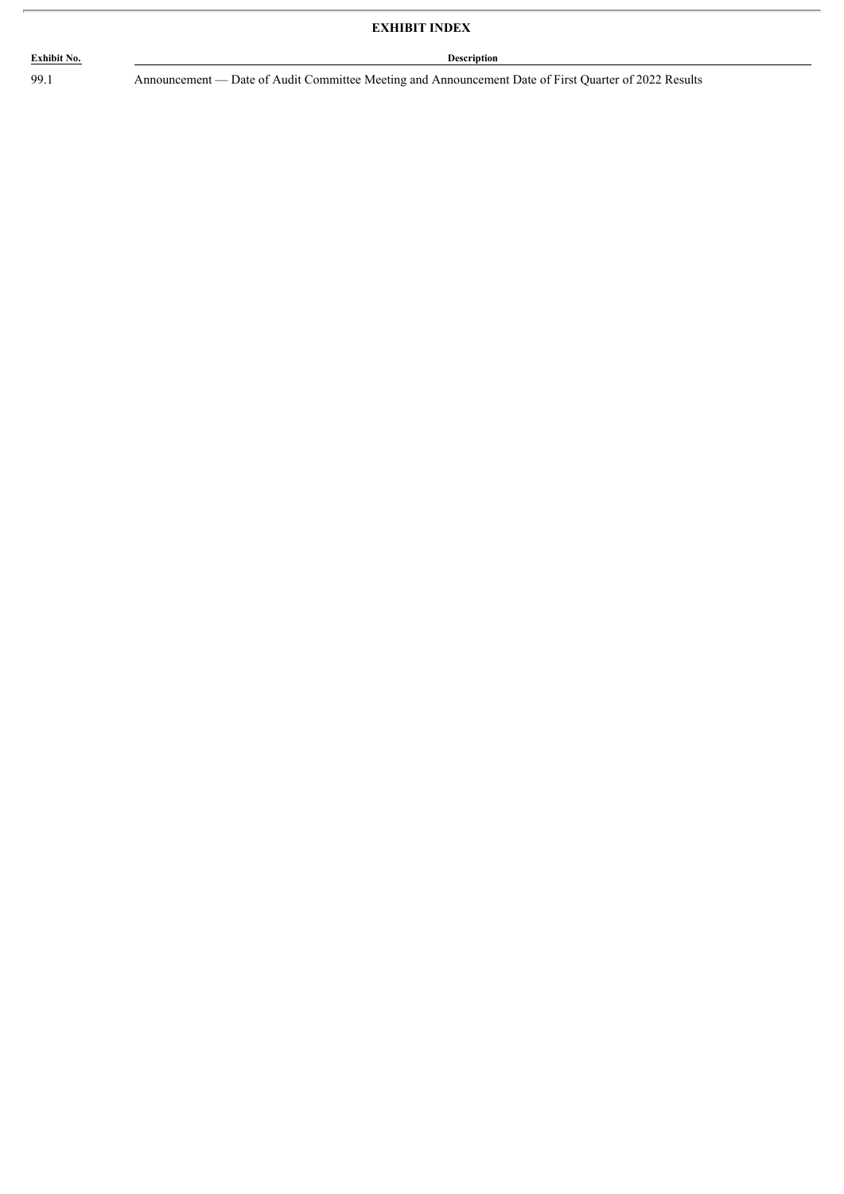**EXHIBIT INDEX**

| Exhibit No. | Description |
| --- | --- |
| 99.1 | Announcement — Date of Audit Committee Meeting and Announcement Date of First Quarter of 2022 Results |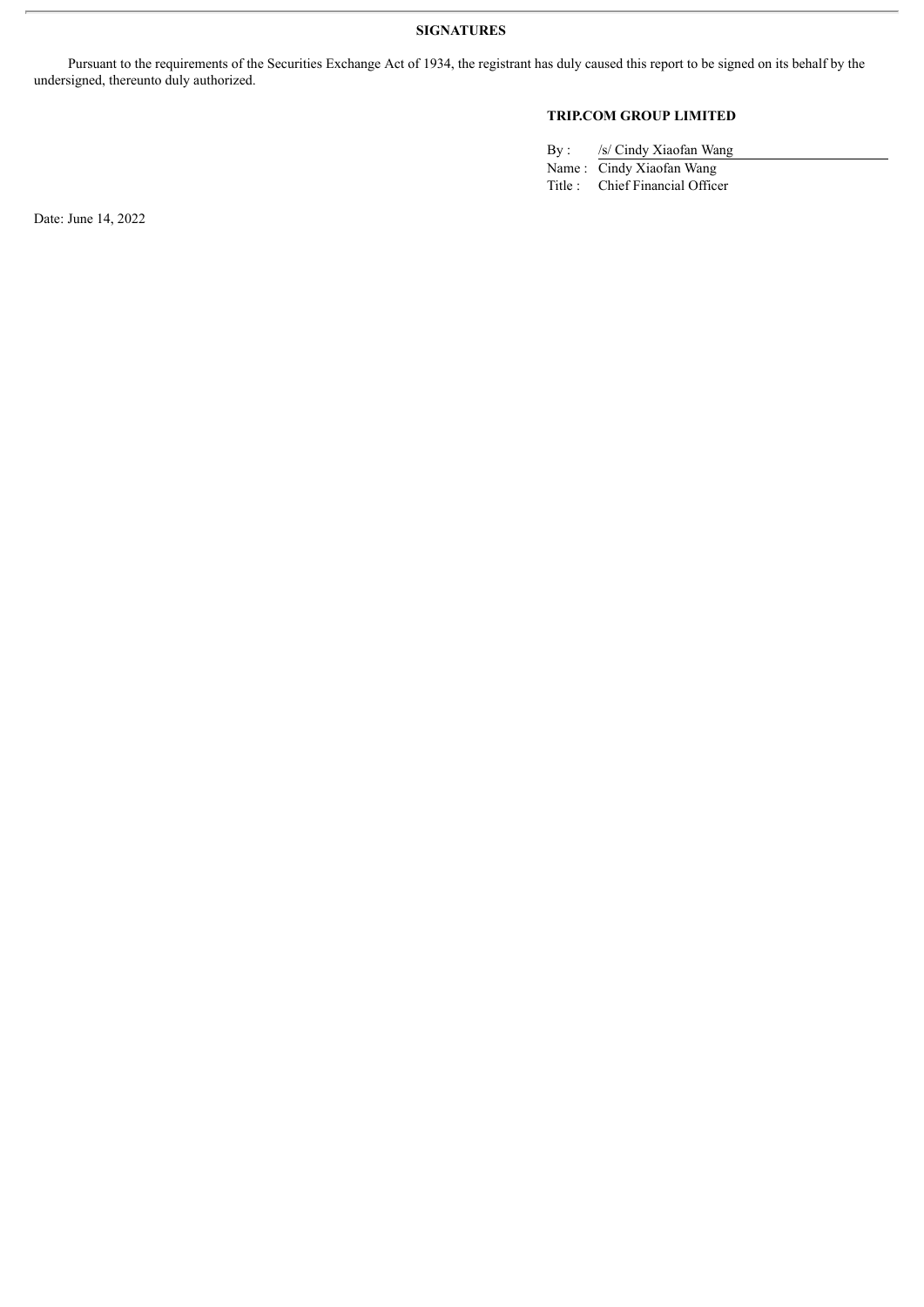**SIGNATURES**

Pursuant to the requirements of the Securities Exchange Act of 1934, the registrant has duly caused this report to be signed on its behalf by the undersigned, thereunto duly authorized.

**TRIP.COM GROUP LIMITED**

By : /s/ Cindy Xiaofan Wang
Name : Cindy Xiaofan Wang
Title : Chief Financial Officer

Date: June 14, 2022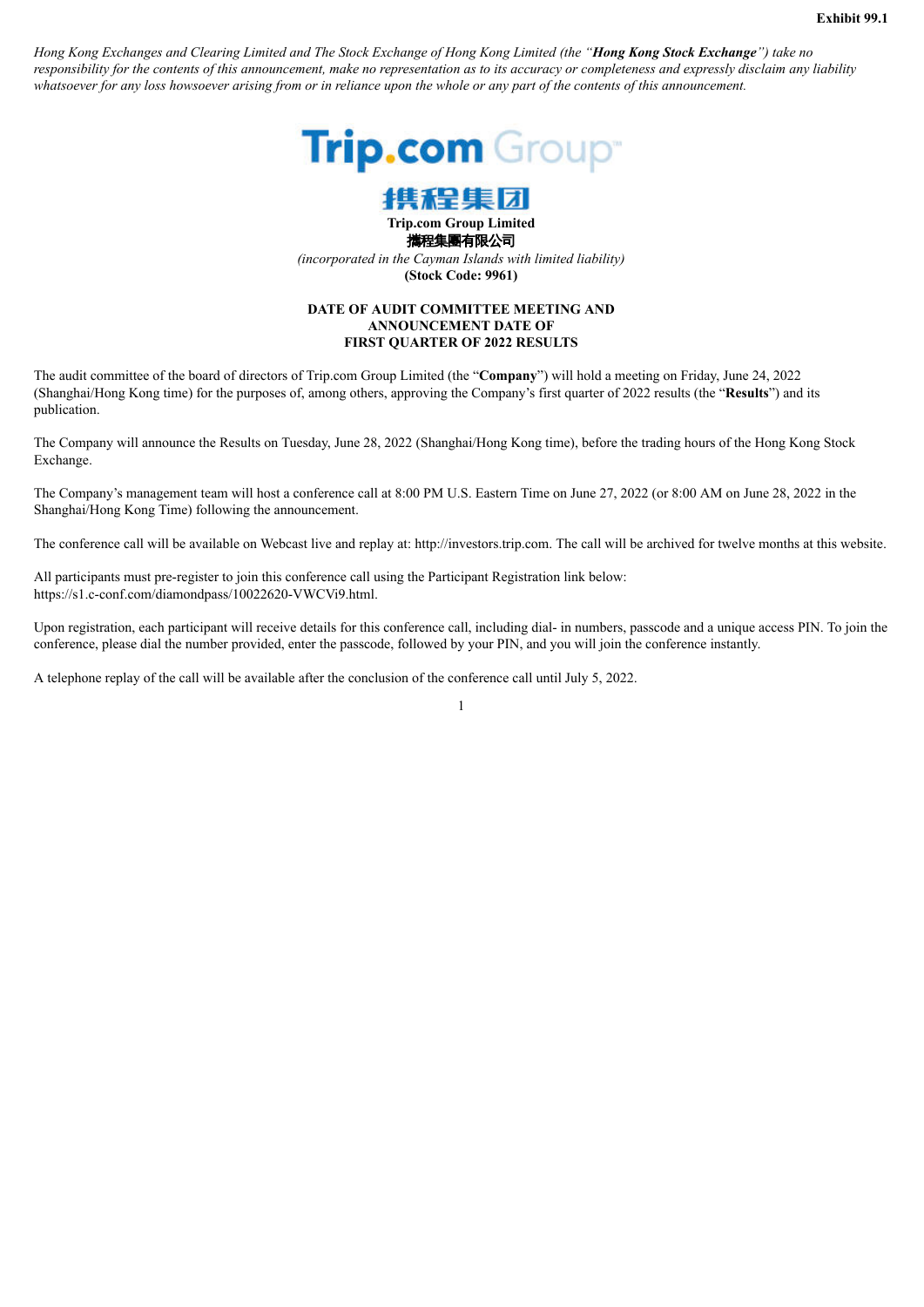**Exhibit 99.1**

*Hong Kong Exchanges and Clearing Limited and The Stock Exchange of Hong Kong Limited (the "**Hong Kong Stock Exchange**") take no responsibility for the contents of this announcement, make no representation as to its accuracy or completeness and expressly disclaim any liability whatsoever for any loss howsoever arising from or in reliance upon the whole or any part of the contents of this announcement.*

**Trip.com Group Limited**
**攜程集團有限公司**
*(incorporated in the Cayman Islands with limited liability)*
**(Stock Code: 9961)**

## DATE OF AUDIT COMMITTEE MEETING AND ANNOUNCEMENT DATE OF FIRST QUARTER OF 2022 RESULTS

The audit committee of the board of directors of Trip.com Group Limited (the "**Company**") will hold a meeting on Friday, June 24, 2022 (Shanghai/Hong Kong time) for the purposes of, among others, approving the Company's first quarter of 2022 results (the "**Results**") and its publication.

The Company will announce the Results on Tuesday, June 28, 2022 (Shanghai/Hong Kong time), before the trading hours of the Hong Kong Stock Exchange.

The Company's management team will host a conference call at 8:00 PM U.S. Eastern Time on June 27, 2022 (or 8:00 AM on June 28, 2022 in the Shanghai/Hong Kong Time) following the announcement.

The conference call will be available on Webcast live and replay at: http://investors.trip.com. The call will be archived for twelve months at this website.

All participants must pre-register to join this conference call using the Participant Registration link below: https://s1.c-conf.com/diamondpass/10022620-VWCVi9.html.

Upon registration, each participant will receive details for this conference call, including dial- in numbers, passcode and a unique access PIN. To join the conference, please dial the number provided, enter the passcode, followed by your PIN, and you will join the conference instantly.

A telephone replay of the call will be available after the conclusion of the conference call until July 5, 2022.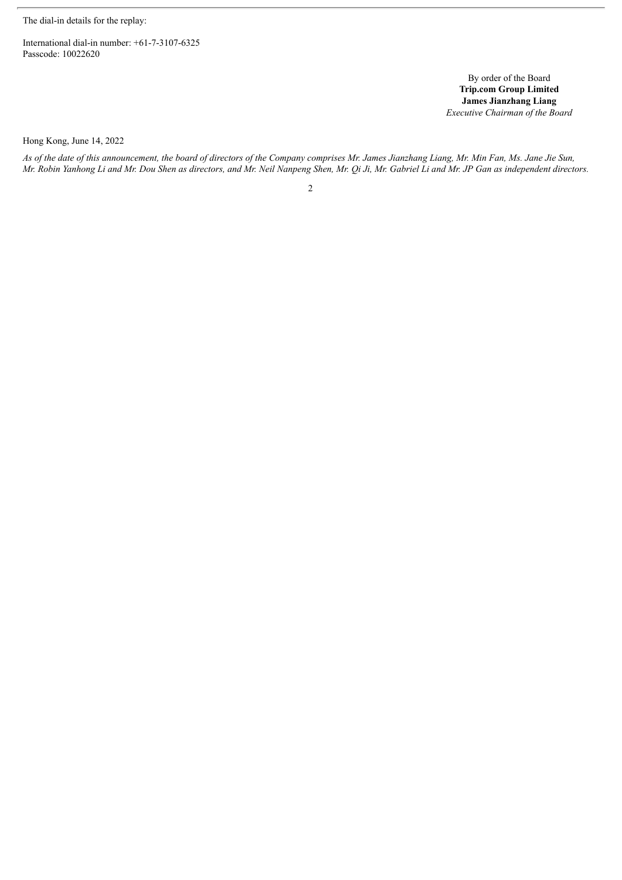The dial-in details for the replay:

International dial-in number: +61-7-3107-6325
Passcode: 10022620

By order of the Board
**Trip.com Group Limited**
**James Jianzhang Liang**
*Executive Chairman of the Board*

Hong Kong, June 14, 2022

*As of the date of this announcement, the board of directors of the Company comprises Mr. James Jianzhang Liang, Mr. Min Fan, Ms. Jane Jie Sun, Mr. Robin Yanhong Li and Mr. Dou Shen as directors, and Mr. Neil Nanpeng Shen, Mr. Qi Ji, Mr. Gabriel Li and Mr. JP Gan as independent directors.*